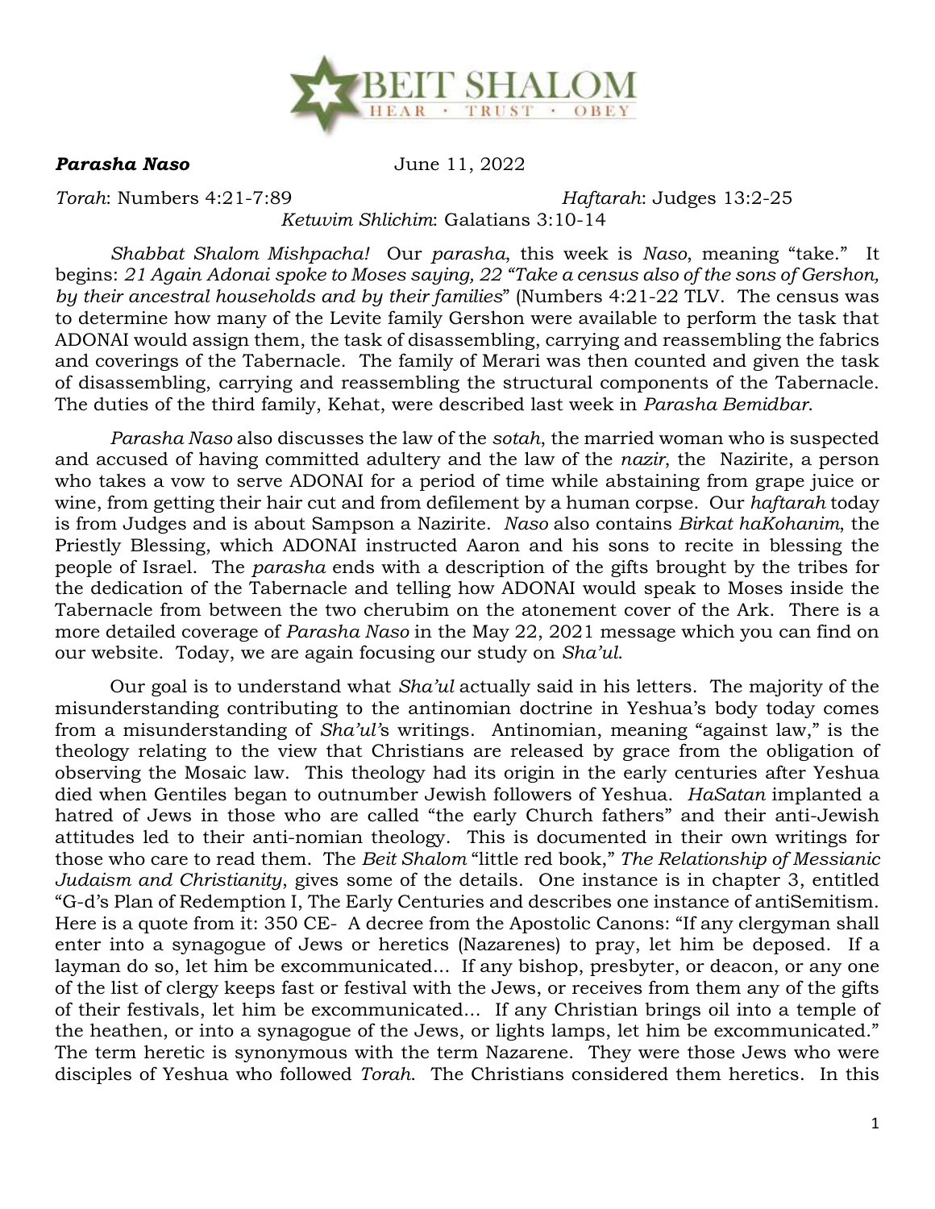BEIT SHALOM
HEAR · TRUST · OBEY

***Parasha Naso*** June 11, 2022

*Torah*: Numbers 4:21-7:89 *Haftarah*: Judges 13:2-25
*Ketuvim Shlichim*: Galatians 3:10-14

*Shabbat Shalom Mishpacha!* Our *parasha*, this week is *Naso*, meaning "take." It begins: *21 Again Adonai spoke to Moses saying, 22 "Take a census also of the sons of Gershon, by their ancestral households and by their families*" (Numbers 4:21-22 TLV. The census was to determine how many of the Levite family Gershon were available to perform the task that ADONAI would assign them, the task of disassembling, carrying and reassembling the fabrics and coverings of the Tabernacle. The family of Merari was then counted and given the task of disassembling, carrying and reassembling the structural components of the Tabernacle. The duties of the third family, Kehat, were described last week in *Parasha Bemidbar*.

*Parasha Naso* also discusses the law of the *sotah*, the married woman who is suspected and accused of having committed adultery and the law of the *nazir*, the Nazirite, a person who takes a vow to serve ADONAI for a period of time while abstaining from grape juice or wine, from getting their hair cut and from defilement by a human corpse. Our *haftarah* today is from Judges and is about Sampson a Nazirite. *Naso* also contains *Birkat haKohanim*, the Priestly Blessing, which ADONAI instructed Aaron and his sons to recite in blessing the people of Israel. The *parasha* ends with a description of the gifts brought by the tribes for the dedication of the Tabernacle and telling how ADONAI would speak to Moses inside the Tabernacle from between the two cherubim on the atonement cover of the Ark. There is a more detailed coverage of *Parasha Naso* in the May 22, 2021 message which you can find on our website. Today, we are again focusing our study on *Sha'ul*.

Our goal is to understand what *Sha'ul* actually said in his letters. The majority of the misunderstanding contributing to the antinomian doctrine in Yeshua's body today comes from a misunderstanding of *Sha'ul*'s writings. Antinomian, meaning "against law," is the theology relating to the view that Christians are released by grace from the obligation of observing the Mosaic law. This theology had its origin in the early centuries after Yeshua died when Gentiles began to outnumber Jewish followers of Yeshua. *HaSatan* implanted a hatred of Jews in those who are called "the early Church fathers" and their anti-Jewish attitudes led to their anti-nomian theology. This is documented in their own writings for those who care to read them. The *Beit Shalom* "little red book," *The Relationship of Messianic Judaism and Christianity*, gives some of the details. One instance is in chapter 3, entitled "G-d's Plan of Redemption I, The Early Centuries and describes one instance of antiSemitism. Here is a quote from it: 350 CE- A decree from the Apostolic Canons: "If any clergyman shall enter into a synagogue of Jews or heretics (Nazarenes) to pray, let him be deposed. If a layman do so, let him be excommunicated... If any bishop, presbyter, or deacon, or any one of the list of clergy keeps fast or festival with the Jews, or receives from them any of the gifts of their festivals, let him be excommunicated... If any Christian brings oil into a temple of the heathen, or into a synagogue of the Jews, or lights lamps, let him be excommunicated." The term heretic is synonymous with the term Nazarene. They were those Jews who were disciples of Yeshua who followed *Torah*. The Christians considered them heretics. In this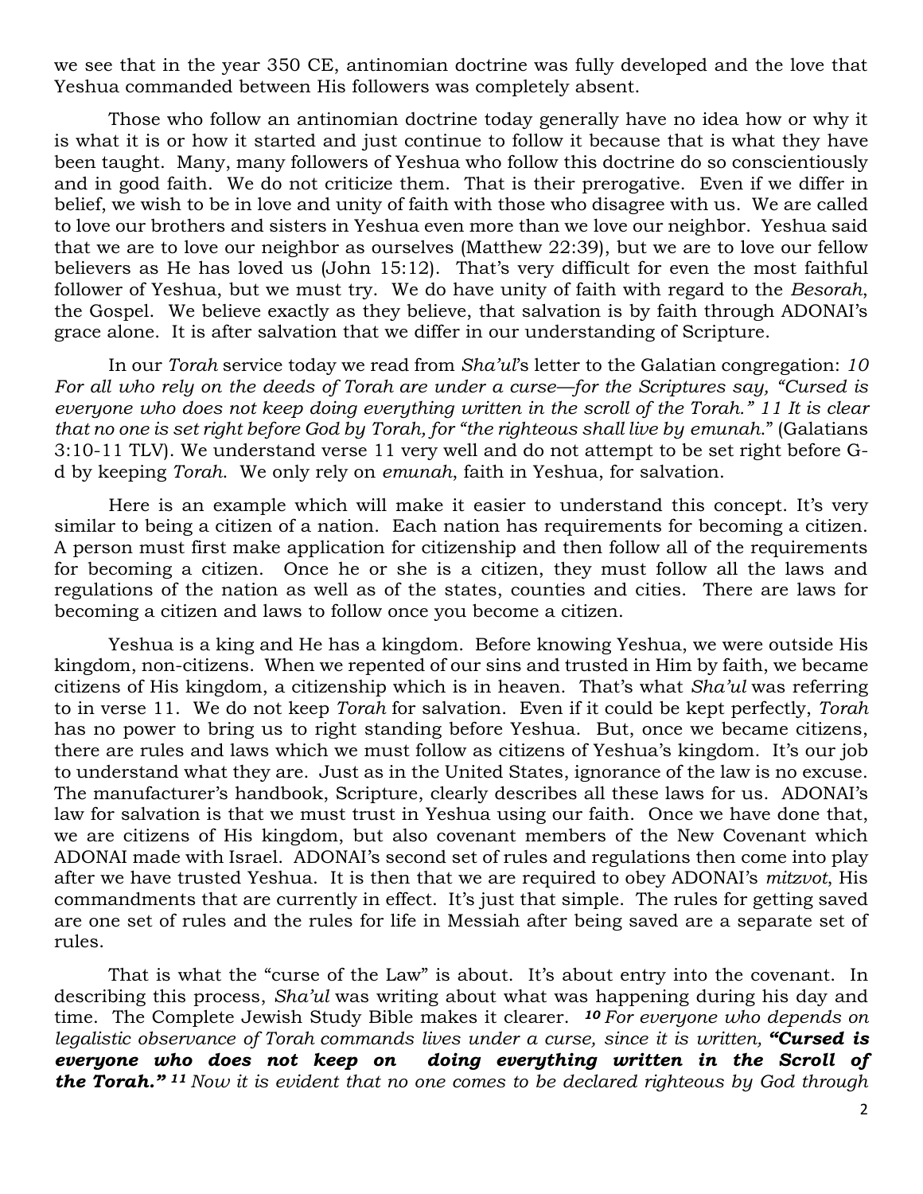we see that in the year 350 CE, antinomian doctrine was fully developed and the love that Yeshua commanded between His followers was completely absent.

Those who follow an antinomian doctrine today generally have no idea how or why it is what it is or how it started and just continue to follow it because that is what they have been taught. Many, many followers of Yeshua who follow this doctrine do so conscientiously and in good faith. We do not criticize them. That is their prerogative. Even if we differ in belief, we wish to be in love and unity of faith with those who disagree with us. We are called to love our brothers and sisters in Yeshua even more than we love our neighbor. Yeshua said that we are to love our neighbor as ourselves (Matthew 22:39), but we are to love our fellow believers as He has loved us (John 15:12). That's very difficult for even the most faithful follower of Yeshua, but we must try. We do have unity of faith with regard to the *Besorah*, the Gospel. We believe exactly as they believe, that salvation is by faith through ADONAI's grace alone. It is after salvation that we differ in our understanding of Scripture.

In our *Torah* service today we read from *Sha'ul*'s letter to the Galatian congregation: *10 For all who rely on the deeds of Torah are under a curse—for the Scriptures say, "Cursed is everyone who does not keep doing everything written in the scroll of the Torah." 11 It is clear that no one is set right before God by Torah, for "the righteous shall live by emunah."* (Galatians 3:10-11 TLV). We understand verse 11 very well and do not attempt to be set right before G-d by keeping *Torah*. We only rely on *emunah*, faith in Yeshua, for salvation.

Here is an example which will make it easier to understand this concept. It's very similar to being a citizen of a nation. Each nation has requirements for becoming a citizen. A person must first make application for citizenship and then follow all of the requirements for becoming a citizen. Once he or she is a citizen, they must follow all the laws and regulations of the nation as well as of the states, counties and cities. There are laws for becoming a citizen and laws to follow once you become a citizen.

Yeshua is a king and He has a kingdom. Before knowing Yeshua, we were outside His kingdom, non-citizens. When we repented of our sins and trusted in Him by faith, we became citizens of His kingdom, a citizenship which is in heaven. That's what *Sha'ul* was referring to in verse 11. We do not keep *Torah* for salvation. Even if it could be kept perfectly, *Torah* has no power to bring us to right standing before Yeshua. But, once we became citizens, there are rules and laws which we must follow as citizens of Yeshua's kingdom. It's our job to understand what they are. Just as in the United States, ignorance of the law is no excuse. The manufacturer's handbook, Scripture, clearly describes all these laws for us. ADONAI's law for salvation is that we must trust in Yeshua using our faith. Once we have done that, we are citizens of His kingdom, but also covenant members of the New Covenant which ADONAI made with Israel. ADONAI's second set of rules and regulations then come into play after we have trusted Yeshua. It is then that we are required to obey ADONAI's *mitzvot*, His commandments that are currently in effect. It's just that simple. The rules for getting saved are one set of rules and the rules for life in Messiah after being saved are a separate set of rules.

That is what the "curse of the Law" is about. It's about entry into the covenant. In describing this process, *Sha'ul* was writing about what was happening during his day and time. The Complete Jewish Study Bible makes it clearer. ***10*** *For everyone who depends on legalistic observance of Torah commands lives under a curse, since it is written,* ***"Cursed is everyone who does not keep on doing everything written in the Scroll of the Torah."*** ***11*** *Now it is evident that no one comes to be declared righteous by God through*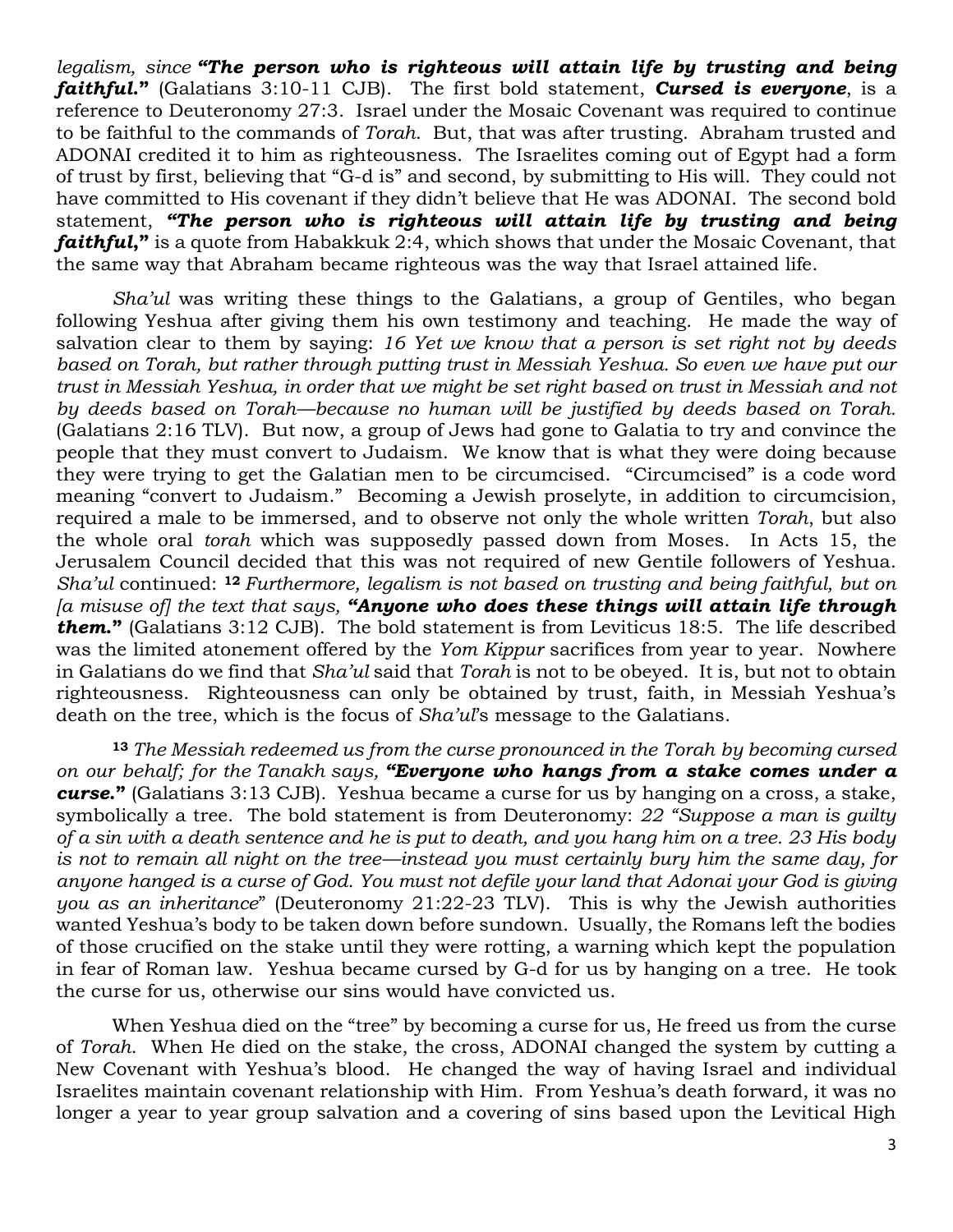*legalism, since* ***"The person who is righteous will attain life by trusting and being faithful."*** (Galatians 3:10-11 CJB). The first bold statement, ***Cursed is everyone***, is a reference to Deuteronomy 27:3. Israel under the Mosaic Covenant was required to continue to be faithful to the commands of *Torah*. But, that was after trusting. Abraham trusted and ADONAI credited it to him as righteousness. The Israelites coming out of Egypt had a form of trust by first, believing that "G-d is" and second, by submitting to His will. They could not have committed to His covenant if they didn't believe that He was ADONAI. The second bold statement, ***"The person who is righteous will attain life by trusting and being faithful,"*** is a quote from Habakkuk 2:4, which shows that under the Mosaic Covenant, that the same way that Abraham became righteous was the way that Israel attained life.

*Sha'ul* was writing these things to the Galatians, a group of Gentiles, who began following Yeshua after giving them his own testimony and teaching. He made the way of salvation clear to them by saying: *16 Yet we know that a person is set right not by deeds based on Torah, but rather through putting trust in Messiah Yeshua. So even we have put our trust in Messiah Yeshua, in order that we might be set right based on trust in Messiah and not by deeds based on Torah—because no human will be justified by deeds based on Torah.* (Galatians 2:16 TLV). But now, a group of Jews had gone to Galatia to try and convince the people that they must convert to Judaism. We know that is what they were doing because they were trying to get the Galatian men to be circumcised. "Circumcised" is a code word meaning "convert to Judaism." Becoming a Jewish proselyte, in addition to circumcision, required a male to be immersed, and to observe not only the whole written *Torah*, but also the whole oral *torah* which was supposedly passed down from Moses. In Acts 15, the Jerusalem Council decided that this was not required of new Gentile followers of Yeshua. *Sha'ul* continued: **12** *Furthermore, legalism is not based on trusting and being faithful, but on [a misuse of] the text that says,* ***"Anyone who does these things will attain life through them."*** (Galatians 3:12 CJB). The bold statement is from Leviticus 18:5. The life described was the limited atonement offered by the *Yom Kippur* sacrifices from year to year. Nowhere in Galatians do we find that *Sha'ul* said that *Torah* is not to be obeyed. It is, but not to obtain righteousness. Righteousness can only be obtained by trust, faith, in Messiah Yeshua's death on the tree, which is the focus of *Sha'ul*'s message to the Galatians.

**13** *The Messiah redeemed us from the curse pronounced in the Torah by becoming cursed on our behalf; for the Tanakh says,* ***"Everyone who hangs from a stake comes under a curse."*** (Galatians 3:13 CJB). Yeshua became a curse for us by hanging on a cross, a stake, symbolically a tree. The bold statement is from Deuteronomy: *22 "Suppose a man is guilty of a sin with a death sentence and he is put to death, and you hang him on a tree. 23 His body is not to remain all night on the tree—instead you must certainly bury him the same day, for anyone hanged is a curse of God. You must not defile your land that Adonai your God is giving you as an inheritance*" (Deuteronomy 21:22-23 TLV). This is why the Jewish authorities wanted Yeshua's body to be taken down before sundown. Usually, the Romans left the bodies of those crucified on the stake until they were rotting, a warning which kept the population in fear of Roman law. Yeshua became cursed by G-d for us by hanging on a tree. He took the curse for us, otherwise our sins would have convicted us.

When Yeshua died on the "tree" by becoming a curse for us, He freed us from the curse of *Torah*. When He died on the stake, the cross, ADONAI changed the system by cutting a New Covenant with Yeshua's blood. He changed the way of having Israel and individual Israelites maintain covenant relationship with Him. From Yeshua's death forward, it was no longer a year to year group salvation and a covering of sins based upon the Levitical High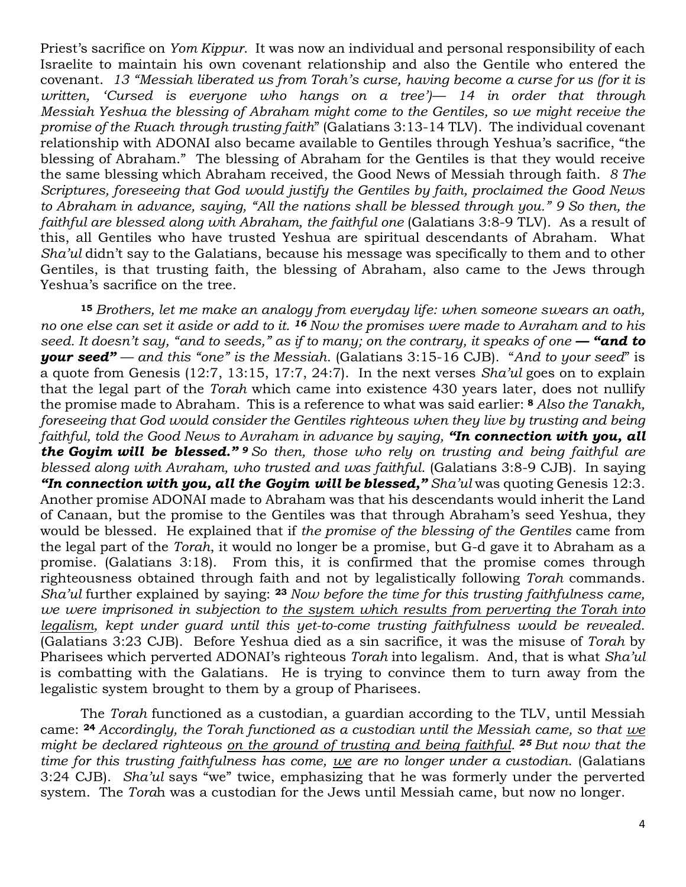Priest's sacrifice on *Yom Kippur*. It was now an individual and personal responsibility of each Israelite to maintain his own covenant relationship and also the Gentile who entered the covenant. *13 "Messiah liberated us from Torah's curse, having become a curse for us (for it is written, 'Cursed is everyone who hangs on a tree')— 14 in order that through Messiah Yeshua the blessing of Abraham might come to the Gentiles, so we might receive the promise of the Ruach through trusting faith*" (Galatians 3:13-14 TLV). The individual covenant relationship with ADONAI also became available to Gentiles through Yeshua's sacrifice, "the blessing of Abraham." The blessing of Abraham for the Gentiles is that they would receive the same blessing which Abraham received, the Good News of Messiah through faith. *8 The Scriptures, foreseeing that God would justify the Gentiles by faith, proclaimed the Good News to Abraham in advance, saying, "All the nations shall be blessed through you." 9 So then, the faithful are blessed along with Abraham, the faithful one* (Galatians 3:8-9 TLV). As a result of this, all Gentiles who have trusted Yeshua are spiritual descendants of Abraham. What *Sha'ul* didn't say to the Galatians, because his message was specifically to them and to other Gentiles, is that trusting faith, the blessing of Abraham, also came to the Jews through Yeshua's sacrifice on the tree.

**15** *Brothers, let me make an analogy from everyday life: when someone swears an oath, no one else can set it aside or add to it.* ***16*** *Now the promises were made to Avraham and to his seed. It doesn't say, "and to seeds," as if to many; on the contrary, it speaks of one* ***— "and to your seed"*** *— and this "one" is the Messiah.* (Galatians 3:15-16 CJB). "*And to your seed*" is a quote from Genesis (12:7, 13:15, 17:7, 24:7). In the next verses *Sha'ul* goes on to explain that the legal part of the *Torah* which came into existence 430 years later, does not nullify the promise made to Abraham. This is a reference to what was said earlier: **8** *Also the Tanakh, foreseeing that God would consider the Gentiles righteous when they live by trusting and being faithful, told the Good News to Avraham in advance by saying,* ***"In connection with you, all the Goyim will be blessed."*** ***9*** *So then, those who rely on trusting and being faithful are blessed along with Avraham, who trusted and was faithful.* (Galatians 3:8-9 CJB). In saying ***"In connection with you, all the Goyim will be blessed,"*** *Sha'ul* was quoting Genesis 12:3. Another promise ADONAI made to Abraham was that his descendants would inherit the Land of Canaan, but the promise to the Gentiles was that through Abraham's seed Yeshua, they would be blessed. He explained that if *the promise of the blessing of the Gentiles* came from the legal part of the *Torah*, it would no longer be a promise, but G-d gave it to Abraham as a promise. (Galatians 3:18). From this, it is confirmed that the promise comes through righteousness obtained through faith and not by legalistically following *Torah* commands. *Sha'ul* further explained by saying: **23** *Now before the time for this trusting faithfulness came, we were imprisoned in subjection to <u>the system which results from perverting the Torah into legalism</u>, kept under guard until this yet-to-come trusting faithfulness would be revealed.* (Galatians 3:23 CJB). Before Yeshua died as a sin sacrifice, it was the misuse of *Torah* by Pharisees which perverted ADONAI's righteous *Torah* into legalism. And, that is what *Sha'ul* is combatting with the Galatians. He is trying to convince them to turn away from the legalistic system brought to them by a group of Pharisees.

The *Torah* functioned as a custodian, a guardian according to the TLV, until Messiah came: **24** *Accordingly, the Torah functioned as a custodian until the Messiah came, so that <u>we</u> might be declared righteous <u>on the ground of trusting and being faithful</u>.* ***25*** *But now that the time for this trusting faithfulness has come, <u>we</u> are no longer under a custodian.* (Galatians 3:24 CJB). *Sha'ul* says "we" twice, emphasizing that he was formerly under the perverted system. The *Torah* was a custodian for the Jews until Messiah came, but now no longer.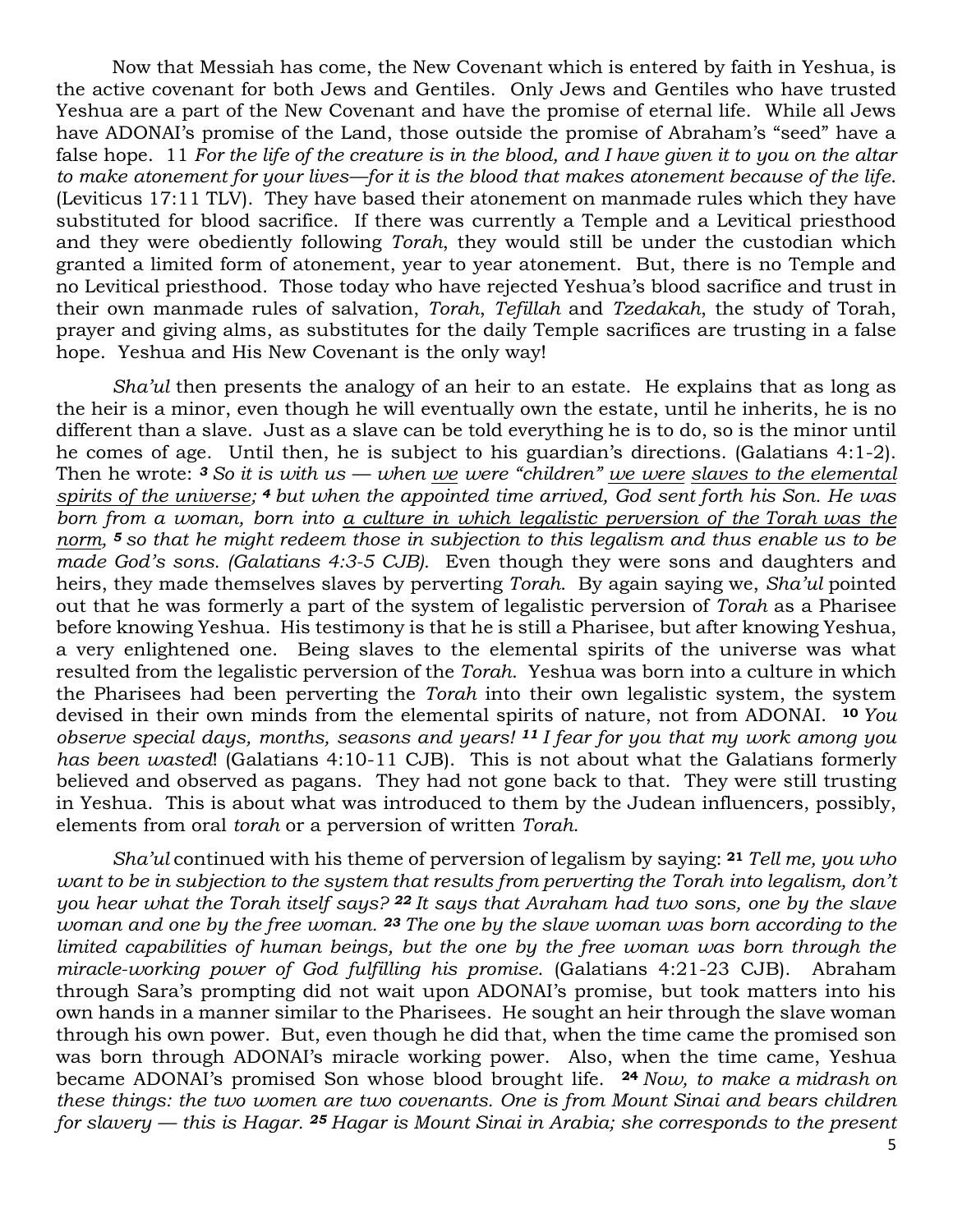Now that Messiah has come, the New Covenant which is entered by faith in Yeshua, is the active covenant for both Jews and Gentiles. Only Jews and Gentiles who have trusted Yeshua are a part of the New Covenant and have the promise of eternal life. While all Jews have ADONAI's promise of the Land, those outside the promise of Abraham's "seed" have a false hope. 11 *For the life of the creature is in the blood, and I have given it to you on the altar to make atonement for your lives—for it is the blood that makes atonement because of the life.* (Leviticus 17:11 TLV). They have based their atonement on manmade rules which they have substituted for blood sacrifice. If there was currently a Temple and a Levitical priesthood and they were obediently following *Torah*, they would still be under the custodian which granted a limited form of atonement, year to year atonement. But, there is no Temple and no Levitical priesthood. Those today who have rejected Yeshua's blood sacrifice and trust in their own manmade rules of salvation, *Torah*, *Tefillah* and *Tzedakah*, the study of Torah, prayer and giving alms, as substitutes for the daily Temple sacrifices are trusting in a false hope. Yeshua and His New Covenant is the only way!

*Sha'ul* then presents the analogy of an heir to an estate. He explains that as long as the heir is a minor, even though he will eventually own the estate, until he inherits, he is no different than a slave. Just as a slave can be told everything he is to do, so is the minor until he comes of age. Until then, he is subject to his guardian's directions. (Galatians 4:1-2). Then he wrote: ***3*** *So it is with us — when <u>we</u> were "children" <u>we were</u> <u>slaves to the elemental spirits of the universe</u>;* ***4*** *but when the appointed time arrived, God sent forth his Son. He was born from a woman, born into <u>a culture in which legalistic perversion of the Torah was the norm</u>,* ***5*** *so that he might redeem those in subjection to this legalism and thus enable us to be made God's sons. (Galatians 4:3-5 CJB).* Even though they were sons and daughters and heirs, they made themselves slaves by perverting *Torah*. By again saying we, *Sha'ul* pointed out that he was formerly a part of the system of legalistic perversion of *Torah* as a Pharisee before knowing Yeshua. His testimony is that he is still a Pharisee, but after knowing Yeshua, a very enlightened one. Being slaves to the elemental spirits of the universe was what resulted from the legalistic perversion of the *Torah*. Yeshua was born into a culture in which the Pharisees had been perverting the *Torah* into their own legalistic system, the system devised in their own minds from the elemental spirits of nature, not from ADONAI. **10** *You observe special days, months, seasons and years!* ***11*** *I fear for you that my work among you has been wasted*! (Galatians 4:10-11 CJB). This is not about what the Galatians formerly believed and observed as pagans. They had not gone back to that. They were still trusting in Yeshua. This is about what was introduced to them by the Judean influencers, possibly, elements from oral *torah* or a perversion of written *Torah*.

*Sha'ul* continued with his theme of perversion of legalism by saying: **21** *Tell me, you who want to be in subjection to the system that results from perverting the Torah into legalism, don't you hear what the Torah itself says?* ***22*** *It says that Avraham had two sons, one by the slave woman and one by the free woman.* ***23*** *The one by the slave woman was born according to the limited capabilities of human beings, but the one by the free woman was born through the miracle-working power of God fulfilling his promise.* (Galatians 4:21-23 CJB). Abraham through Sara's prompting did not wait upon ADONAI's promise, but took matters into his own hands in a manner similar to the Pharisees. He sought an heir through the slave woman through his own power. But, even though he did that, when the time came the promised son was born through ADONAI's miracle working power. Also, when the time came, Yeshua became ADONAI's promised Son whose blood brought life. **24** *Now, to make a midrash on these things: the two women are two covenants. One is from Mount Sinai and bears children for slavery — this is Hagar.* ***25*** *Hagar is Mount Sinai in Arabia; she corresponds to the present*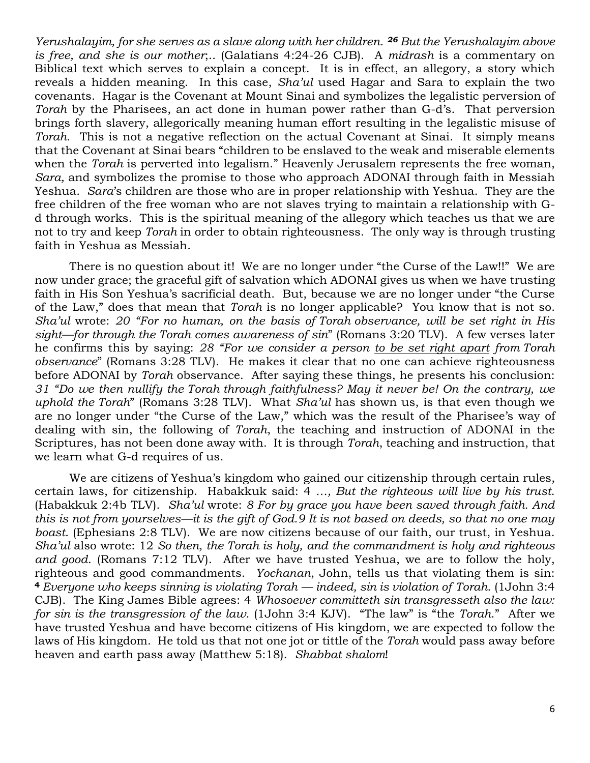*Yerushalayim, for she serves as a slave along with her children.* ***26*** *But the Yerushalayim above is free, and she is our mother*;.. (Galatians 4:24-26 CJB). A *midrash* is a commentary on Biblical text which serves to explain a concept. It is in effect, an allegory, a story which reveals a hidden meaning. In this case, *Sha'ul* used Hagar and Sara to explain the two covenants. Hagar is the Covenant at Mount Sinai and symbolizes the legalistic perversion of *Torah* by the Pharisees, an act done in human power rather than G-d's. That perversion brings forth slavery, allegorically meaning human effort resulting in the legalistic misuse of *Torah*. This is not a negative reflection on the actual Covenant at Sinai. It simply means that the Covenant at Sinai bears "children to be enslaved to the weak and miserable elements when the *Torah* is perverted into legalism." Heavenly Jerusalem represents the free woman, *Sara,* and symbolizes the promise to those who approach ADONAI through faith in Messiah Yeshua. *Sara*'s children are those who are in proper relationship with Yeshua. They are the free children of the free woman who are not slaves trying to maintain a relationship with G-d through works. This is the spiritual meaning of the allegory which teaches us that we are not to try and keep *Torah* in order to obtain righteousness. The only way is through trusting faith in Yeshua as Messiah.

There is no question about it! We are no longer under "the Curse of the Law!!" We are now under grace; the graceful gift of salvation which ADONAI gives us when we have trusting faith in His Son Yeshua's sacrificial death. But, because we are no longer under "the Curse of the Law," does that mean that *Torah* is no longer applicable? You know that is not so. *Sha'ul* wrote: *20 "For no human, on the basis of Torah observance, will be set right in His sight—for through the Torah comes awareness of sin*" (Romans 3:20 TLV). A few verses later he confirms this by saying: *28 "For we consider a person <u>to be set right apart</u> from Torah observance*" (Romans 3:28 TLV). He makes it clear that no one can achieve righteousness before ADONAI by *Torah* observance. After saying these things, he presents his conclusion: *31 "Do we then nullify the Torah through faithfulness? May it never be! On the contrary, we uphold the Torah*" (Romans 3:28 TLV). What *Sha'ul* has shown us, is that even though we are no longer under "the Curse of the Law," which was the result of the Pharisee's way of dealing with sin, the following of *Torah*, the teaching and instruction of ADONAI in the Scriptures, has not been done away with. It is through *Torah*, teaching and instruction, that we learn what G-d requires of us.

We are citizens of Yeshua's kingdom who gained our citizenship through certain rules, certain laws, for citizenship. Habakkuk said: 4 *..., But the righteous will live by his trust.* (Habakkuk 2:4b TLV). *Sha'ul* wrote: *8 For by grace you have been saved through faith. And this is not from yourselves—it is the gift of God.9 It is not based on deeds, so that no one may boast.* (Ephesians 2:8 TLV). We are now citizens because of our faith, our trust, in Yeshua. *Sha'ul* also wrote: 12 *So then, the Torah is holy, and the commandment is holy and righteous and good.* (Romans 7:12 TLV). After we have trusted Yeshua, we are to follow the holy, righteous and good commandments. *Yochanan*, John, tells us that violating them is sin: **4** *Everyone who keeps sinning is violating Torah — indeed, sin is violation of Torah.* (1John 3:4 CJB). The King James Bible agrees: 4 *Whosoever committeth sin transgresseth also the law: for sin is the transgression of the law.* (1John 3:4 KJV). "The law" is "the *Torah*." After we have trusted Yeshua and have become citizens of His kingdom, we are expected to follow the laws of His kingdom. He told us that not one jot or tittle of the *Torah* would pass away before heaven and earth pass away (Matthew 5:18). *Shabbat shalom*!